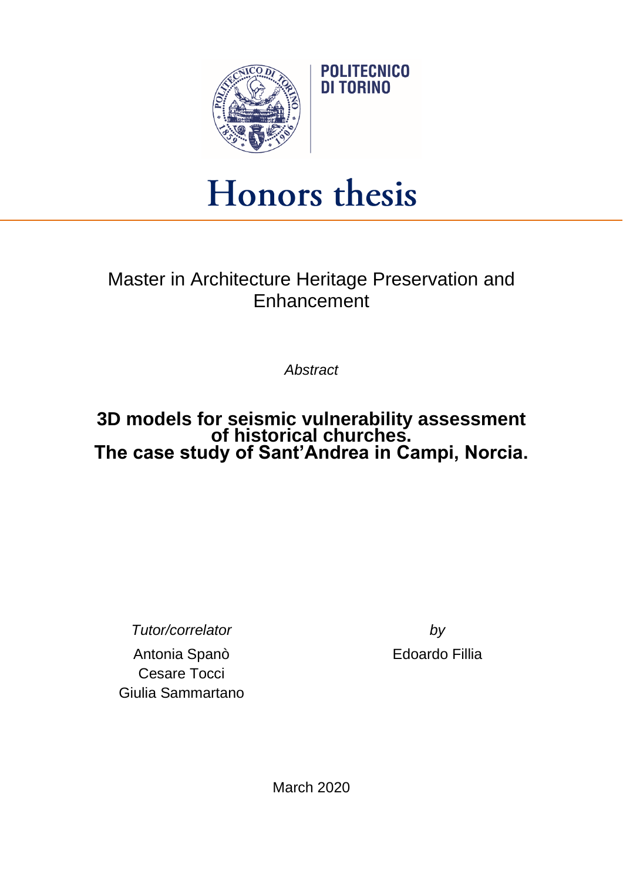POLITECNICO DI TORINO

# Honors thesis

Master in Architecture Heritage Preservation and Enhancement

*Abstract*

## 3D models for seismic vulnerability assessment of historical churches. The case study of Sant'Andrea in Campi, Norcia.

*Tutor/correlator*

Antonia Spanò
Cesare Tocci
Giulia Sammartano

*by*

Edoardo Fillia

March 2020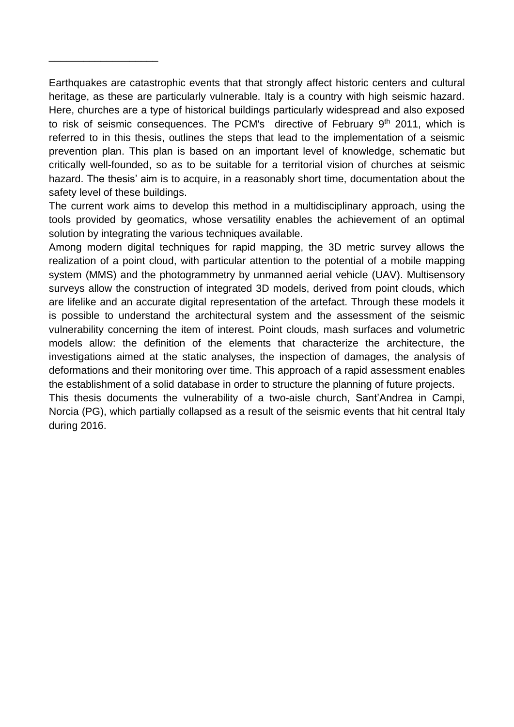___________________

Earthquakes are catastrophic events that that strongly affect historic centers and cultural heritage, as these are particularly vulnerable. Italy is a country with high seismic hazard. Here, churches are a type of historical buildings particularly widespread and also exposed to risk of seismic consequences. The PCM's directive of February 9th 2011, which is referred to in this thesis, outlines the steps that lead to the implementation of a seismic prevention plan. This plan is based on an important level of knowledge, schematic but critically well-founded, so as to be suitable for a territorial vision of churches at seismic hazard. The thesis' aim is to acquire, in a reasonably short time, documentation about the safety level of these buildings.

The current work aims to develop this method in a multidisciplinary approach, using the tools provided by geomatics, whose versatility enables the achievement of an optimal solution by integrating the various techniques available.

Among modern digital techniques for rapid mapping, the 3D metric survey allows the realization of a point cloud, with particular attention to the potential of a mobile mapping system (MMS) and the photogrammetry by unmanned aerial vehicle (UAV). Multisensory surveys allow the construction of integrated 3D models, derived from point clouds, which are lifelike and an accurate digital representation of the artefact. Through these models it is possible to understand the architectural system and the assessment of the seismic vulnerability concerning the item of interest. Point clouds, mash surfaces and volumetric models allow: the definition of the elements that characterize the architecture, the investigations aimed at the static analyses, the inspection of damages, the analysis of deformations and their monitoring over time. This approach of a rapid assessment enables the establishment of a solid database in order to structure the planning of future projects.

This thesis documents the vulnerability of a two-aisle church, Sant'Andrea in Campi, Norcia (PG), which partially collapsed as a result of the seismic events that hit central Italy during 2016.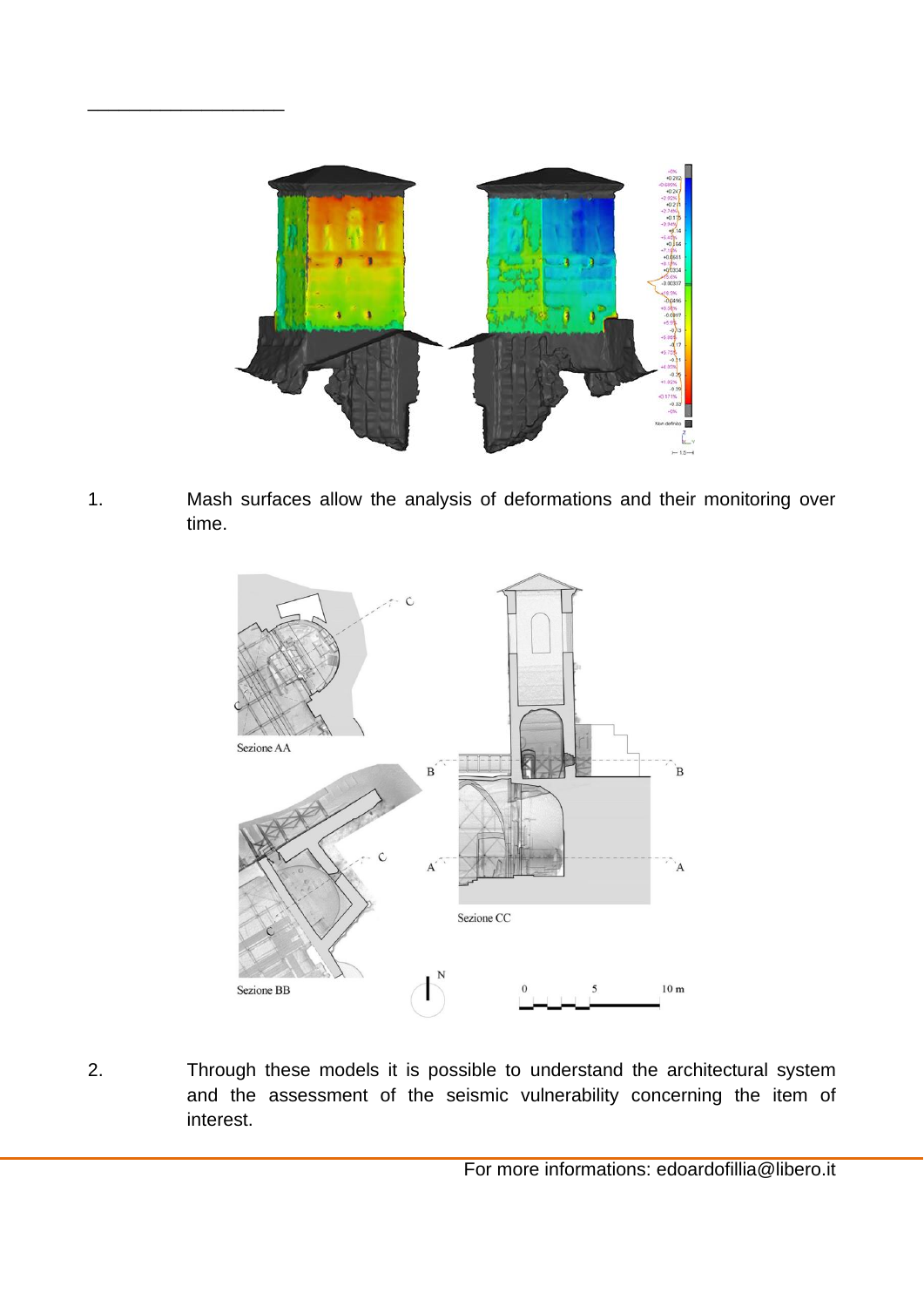1. Mash surfaces allow the analysis of deformations and their monitoring over time.

Sezione AA

Sezione BB

Sezione CC

2. Through these models it is possible to understand the architectural system and the assessment of the seismic vulnerability concerning the item of interest.

For more informations: edoardofillia@libero.it